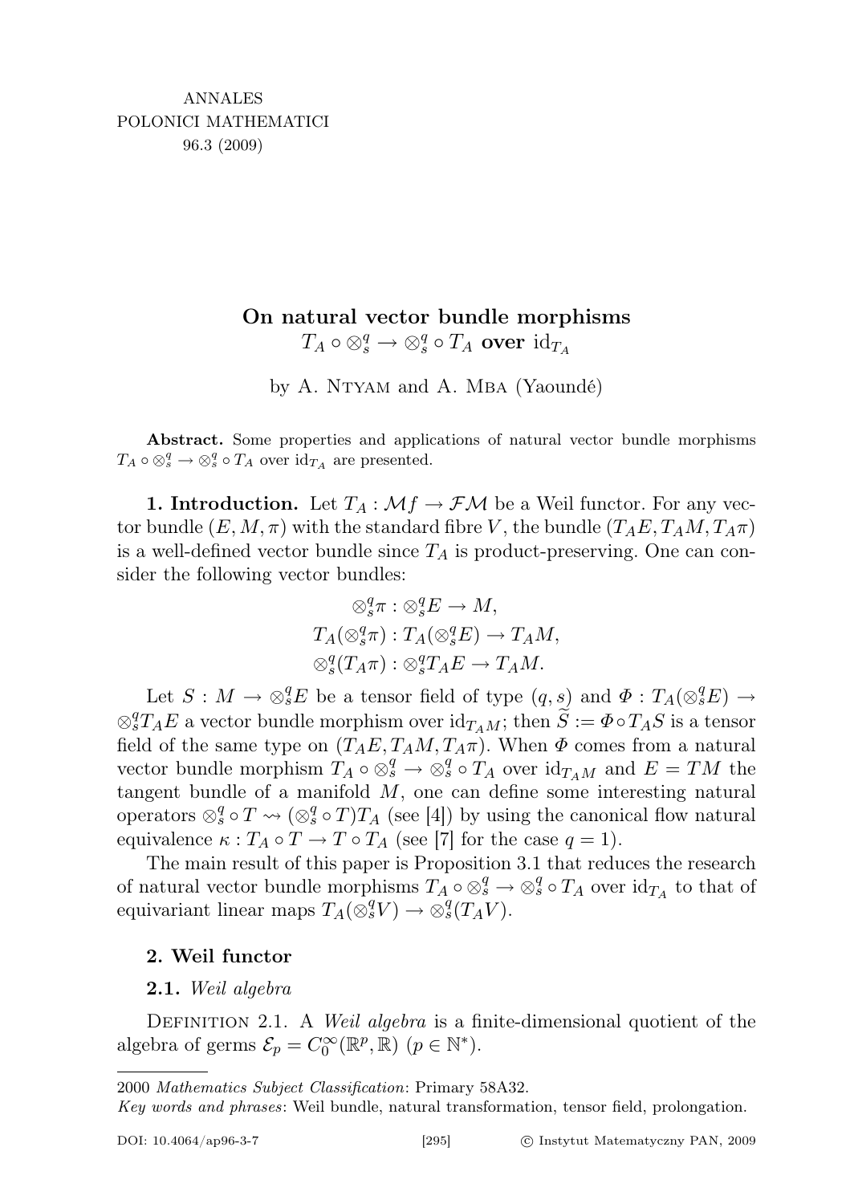# On natural vector bundle morphisms $T_A \circ \otimes_s^q \to \otimes_s^q \circ T_A$ over $\mathrm{id}_{T_A}$

by A. Ntyam and A. Mba (Yaoundé)

**Abstract.** Some properties and applications of natural vector bundle morphisms $T_A \circ \otimes_s^q \to \otimes_s^q \circ T_A$ over $\mathrm{id}_{T_A}$ are presented.

**1. Introduction.** Let $T_A : \mathcal{M}f \to \mathcal{FM}$ be a Weil functor. For any vector bundle $(E, M, \pi)$ with the standard fibre $V$, the bundle $(T_A E, T_A M, T_A \pi)$ is a well-defined vector bundle since $T_A$ is product-preserving. One can consider the following vector bundles:

$$\otimes_s^q \pi : \otimes_s^q E \to M,$$
$$T_A(\otimes_s^q \pi) : T_A(\otimes_s^q E) \to T_A M,$$
$$\otimes_s^q (T_A \pi) : \otimes_s^q T_A E \to T_A M.$$

Let $S : M \to \otimes_s^q E$ be a tensor field of type $(q, s)$ and $\Phi : T_A(\otimes_s^q E) \to \otimes_s^q T_A E$ a vector bundle morphism over $\mathrm{id}_{T_A M}$; then $\widetilde{S} := \Phi \circ T_A S$ is a tensor field of the same type on $(T_A E, T_A M, T_A \pi)$. When $\Phi$ comes from a natural vector bundle morphism $T_A \circ \otimes_s^q \to \otimes_s^q \circ T_A$ over $\mathrm{id}_{T_A M}$ and $E = TM$ the tangent bundle of a manifold $M$, one can define some interesting natural operators $\otimes_s^q \circ T \rightsquigarrow (\otimes_s^q \circ T) T_A$ (see [4]) by using the canonical flow natural equivalence $\kappa : T_A \circ T \to T \circ T_A$ (see [7] for the case $q = 1$).

The main result of this paper is Proposition 3.1 that reduces the research of natural vector bundle morphisms $T_A \circ \otimes_s^q \to \otimes_s^q \circ T_A$ over $\mathrm{id}_{T_A}$ to that of equivariant linear maps $T_A(\otimes_s^q V) \to \otimes_s^q (T_A V)$.

## 2. Weil functor

### 2.1. *Weil algebra*

Definition 2.1. A *Weil algebra* is a finite-dimensional quotient of the algebra of germs $\mathcal{E}_p = C_0^\infty(\mathbb{R}^p, \mathbb{R})$ $(p \in \mathbb{N}^*)$.

---

2000 *Mathematics Subject Classification*: Primary 58A32.

*Key words and phrases*: Weil bundle, natural transformation, tensor field, prolongation.

DOI: 10.4064/ap96-3-7 © Instytut Matematyczny PAN, 2009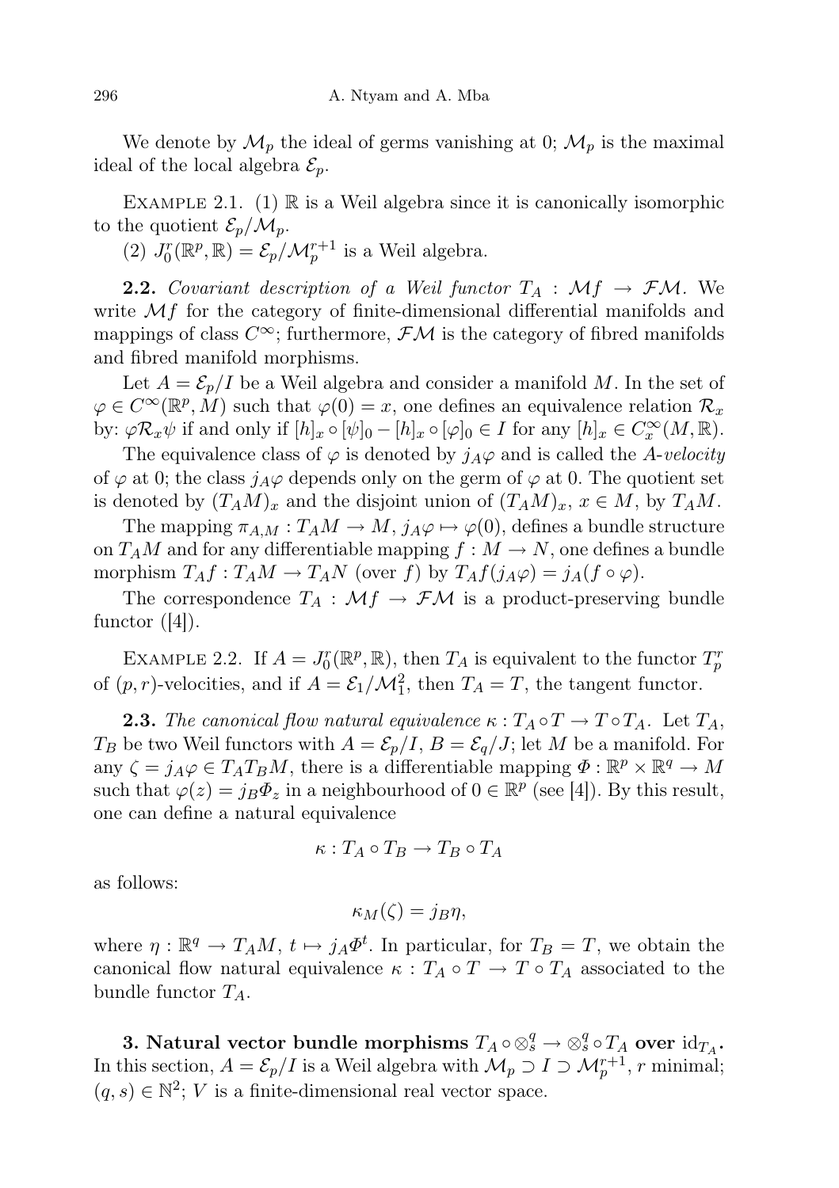We denote by $\mathcal{M}_p$ the ideal of germs vanishing at 0; $\mathcal{M}_p$ is the maximal ideal of the local algebra $\mathcal{E}_p$.

Example 2.1. (1) $\mathbb{R}$ is a Weil algebra since it is canonically isomorphic to the quotient $\mathcal{E}_p/\mathcal{M}_p$.

(2) $J_0^r(\mathbb{R}^p, \mathbb{R}) = \mathcal{E}_p/\mathcal{M}_p^{r+1}$ is a Weil algebra.

**2.2.** *Covariant description of a Weil functor $T_A : \mathcal{M}f \to \mathcal{FM}$.* We write $\mathcal{M}f$ for the category of finite-dimensional differential manifolds and mappings of class $C^\infty$; furthermore, $\mathcal{FM}$ is the category of fibred manifolds and fibred manifold morphisms.

Let $A = \mathcal{E}_p/I$ be a Weil algebra and consider a manifold $M$. In the set of $\varphi \in C^\infty(\mathbb{R}^p, M)$ such that $\varphi(0) = x$, one defines an equivalence relation $\mathcal{R}_x$ by: $\varphi \mathcal{R}_x \psi$ if and only if $[h]_x \circ [\psi]_0 - [h]_x \circ [\varphi]_0 \in I$ for any $[h]_x \in C_x^\infty(M, \mathbb{R})$.

The equivalence class of $\varphi$ is denoted by $j_A\varphi$ and is called the *A-velocity* of $\varphi$ at 0; the class $j_A\varphi$ depends only on the germ of $\varphi$ at 0. The quotient set is denoted by $(T_AM)_x$ and the disjoint union of $(T_AM)_x$, $x \in M$, by $T_AM$.

The mapping $\pi_{A,M} : T_AM \to M$, $j_A\varphi \mapsto \varphi(0)$, defines a bundle structure on $T_AM$ and for any differentiable mapping $f : M \to N$, one defines a bundle morphism $T_Af : T_AM \to T_AN$ (over $f$) by $T_Af(j_A\varphi) = j_A(f \circ \varphi)$.

The correspondence $T_A : \mathcal{M}f \to \mathcal{FM}$ is a product-preserving bundle functor ([4]).

Example 2.2. If $A = J_0^r(\mathbb{R}^p, \mathbb{R})$, then $T_A$ is equivalent to the functor $T_p^r$ of $(p, r)$-velocities, and if $A = \mathcal{E}_1/\mathcal{M}_1^2$, then $T_A = T$, the tangent functor.

**2.3.** *The canonical flow natural equivalence $\kappa : T_A \circ T \to T \circ T_A$.* Let $T_A$, $T_B$ be two Weil functors with $A = \mathcal{E}_p/I$, $B = \mathcal{E}_q/J$; let $M$ be a manifold. For any $\zeta = j_A\varphi \in T_AT_BM$, there is a differentiable mapping $\Phi : \mathbb{R}^p \times \mathbb{R}^q \to M$ such that $\varphi(z) = j_B\Phi_z$ in a neighbourhood of $0 \in \mathbb{R}^p$ (see [4]). By this result, one can define a natural equivalence

$$\kappa : T_A \circ T_B \to T_B \circ T_A$$

as follows:

$$\kappa_M(\zeta) = j_B\eta,$$

where $\eta : \mathbb{R}^q \to T_AM$, $t \mapsto j_A\Phi^t$. In particular, for $T_B = T$, we obtain the canonical flow natural equivalence $\kappa : T_A \circ T \to T \circ T_A$ associated to the bundle functor $T_A$.

**3. Natural vector bundle morphisms $T_A \circ \otimes_s^q \to \otimes_s^q \circ T_A$ over $\mathrm{id}_{T_A}$.** In this section, $A = \mathcal{E}_p/I$ is a Weil algebra with $\mathcal{M}_p \supset I \supset \mathcal{M}_p^{r+1}$, $r$ minimal; $(q, s) \in \mathbb{N}^2$; $V$ is a finite-dimensional real vector space.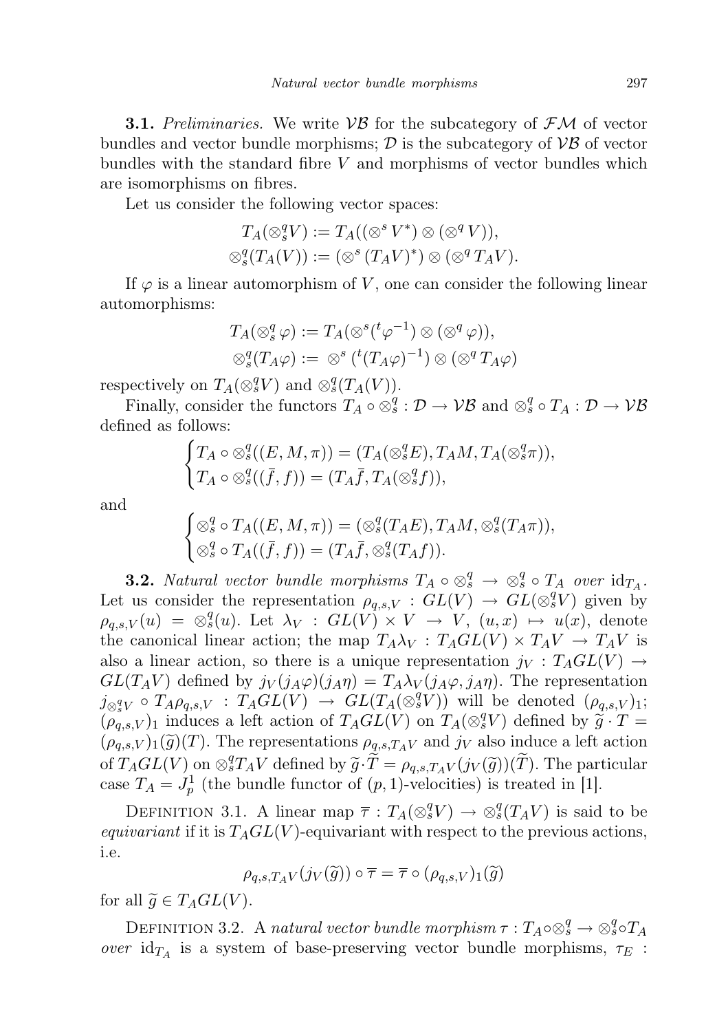**3.1.** *Preliminaries.* We write $\mathcal{VB}$ for the subcategory of $\mathcal{FM}$ of vector bundles and vector bundle morphisms; $\mathcal{D}$ is the subcategory of $\mathcal{VB}$ of vector bundles with the standard fibre $V$ and morphisms of vector bundles which are isomorphisms on fibres.

Let us consider the following vector spaces:

$$T_A(\otimes_s^q V) := T_A((\otimes^s V^*) \otimes (\otimes^q V)),$$
$$\otimes_s^q(T_A(V)) := (\otimes^s (T_A V)^*) \otimes (\otimes^q T_A V).$$

If $\varphi$ is a linear automorphism of $V$, one can consider the following linear automorphisms:

$$T_A(\otimes_s^q \varphi) := T_A(\otimes^s({}^t\varphi^{-1}) \otimes (\otimes^q \varphi)),$$
$$\otimes_s^q(T_A\varphi) := \otimes^s ({}^t(T_A\varphi)^{-1}) \otimes (\otimes^q T_A\varphi)$$

respectively on $T_A(\otimes_s^q V)$ and $\otimes_s^q(T_A(V))$.

Finally, consider the functors $T_A \circ \otimes_s^q : \mathcal{D} \to \mathcal{VB}$ and $\otimes_s^q \circ T_A : \mathcal{D} \to \mathcal{VB}$ defined as follows:

$$\begin{cases} T_A \circ \otimes_s^q((E, M, \pi)) = (T_A(\otimes_s^q E), T_A M, T_A(\otimes_s^q \pi)), \\ T_A \circ \otimes_s^q((\bar{f}, f)) = (T_A \bar{f}, T_A(\otimes_s^q f)), \end{cases}$$

and

$$\begin{cases} \otimes_s^q \circ T_A((E, M, \pi)) = (\otimes_s^q(T_A E), T_A M, \otimes_s^q(T_A \pi)), \\ \otimes_s^q \circ T_A((\bar{f}, f)) = (T_A \bar{f}, \otimes_s^q(T_A f)). \end{cases}$$

**3.2.** *Natural vector bundle morphisms $T_A \circ \otimes_s^q \to \otimes_s^q \circ T_A$ over $\mathrm{id}_{T_A}$.* Let us consider the representation $\rho_{q,s,V} : GL(V) \to GL(\otimes_s^q V)$ given by $\rho_{q,s,V}(u) = \otimes_s^q(u)$. Let $\lambda_V : GL(V) \times V \to V$, $(u, x) \mapsto u(x)$, denote the canonical linear action; the map $T_A\lambda_V : T_A GL(V) \times T_A V \to T_A V$ is also a linear action, so there is a unique representation $j_V : T_A GL(V) \to GL(T_A V)$ defined by $j_V(j_A\varphi)(j_A\eta) = T_A\lambda_V(j_A\varphi, j_A\eta)$. The representation $j_{\otimes_s^q V} \circ T_A\rho_{q,s,V} : T_A GL(V) \to GL(T_A(\otimes_s^q V))$ will be denoted $(\rho_{q,s,V})_1$; $(\rho_{q,s,V})_1$ induces a left action of $T_A GL(V)$ on $T_A(\otimes_s^q V)$ defined by $\widetilde{g} \cdot T = (\rho_{q,s,V})_1(\widetilde{g})(T)$. The representations $\rho_{q,s,T_A V}$ and $j_V$ also induce a left action of $T_A GL(V)$ on $\otimes_s^q T_A V$ defined by $\widetilde{g} \cdot \widetilde{T} = \rho_{q,s,T_A V}(j_V(\widetilde{g}))(\widetilde{T})$. The particular case $T_A = J_p^1$ (the bundle functor of $(p, 1)$-velocities) is treated in [1].

Definition 3.1. A linear map $\overline{\tau} : T_A(\otimes_s^q V) \to \otimes_s^q(T_A V)$ is said to be *equivariant* if it is $T_A GL(V)$-equivariant with respect to the previous actions, i.e.

$$\rho_{q,s,T_A V}(j_V(\widetilde{g})) \circ \overline{\tau} = \overline{\tau} \circ (\rho_{q,s,V})_1(\widetilde{g})$$

for all $\widetilde{g} \in T_A GL(V)$.

Definition 3.2. A *natural vector bundle morphism* $\tau : T_A \circ \otimes_s^q \to \otimes_s^q \circ T_A$ *over* $\mathrm{id}_{T_A}$ is a system of base-preserving vector bundle morphisms, $\tau_E$ :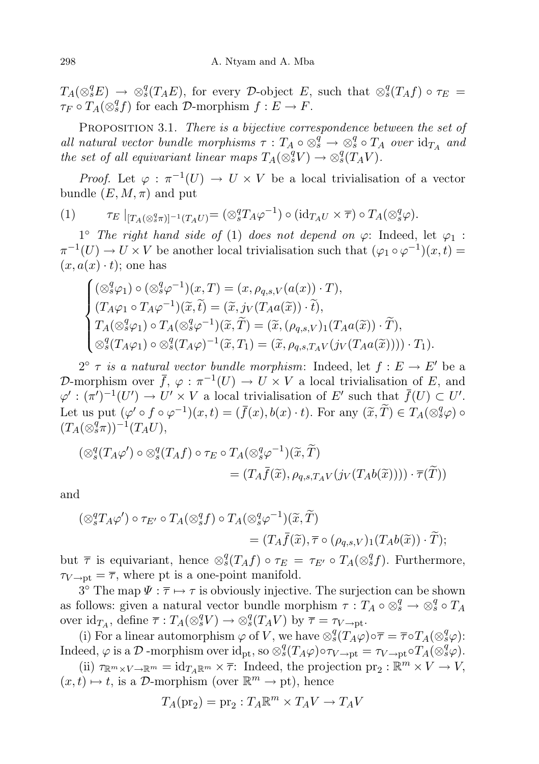$T_A(\otimes_s^q E) \to \otimes_s^q(T_A E)$, for every $\mathcal{D}$-object $E$, such that $\otimes_s^q(T_A f) \circ \tau_E = \tau_F \circ T_A(\otimes_s^q f)$ for each $\mathcal{D}$-morphism $f : E \to F$.

Proposition 3.1. *There is a bijective correspondence between the set of all natural vector bundle morphisms $\tau : T_A \circ \otimes_s^q \to \otimes_s^q \circ T_A$ over $\mathrm{id}_{T_A}$ and the set of all equivariant linear maps $T_A(\otimes_s^q V) \to \otimes_s^q(T_A V)$.*

*Proof.* Let $\varphi : \pi^{-1}(U) \to U \times V$ be a local trivialisation of a vector bundle $(E, M, \pi)$ and put

$$\tau_E \mid_{[T_A(\otimes_s^q \pi)]^{-1}(T_A U)} = (\otimes_s^q T_A \varphi^{-1}) \circ (\mathrm{id}_{T_A U} \times \overline{\tau}) \circ T_A(\otimes_s^q \varphi). \tag{1}$$

1° *The right hand side of* (1) *does not depend on* $\varphi$: Indeed, let $\varphi_1 : \pi^{-1}(U) \to U \times V$ be another local trivialisation such that $(\varphi_1 \circ \varphi^{-1})(x, t) = (x, a(x) \cdot t)$; one has

$$\begin{cases} (\otimes_s^q \varphi_1) \circ (\otimes_s^q \varphi^{-1})(x, T) = (x, \rho_{q,s,V}(a(x)) \cdot T), \\ (T_A \varphi_1 \circ T_A \varphi^{-1})(\widetilde{x}, \widetilde{t}) = (\widetilde{x}, j_V(T_A a(\widetilde{x})) \cdot \widetilde{t}), \\ T_A(\otimes_s^q \varphi_1) \circ T_A(\otimes_s^q \varphi^{-1})(\widetilde{x}, \widetilde{T}) = (\widetilde{x}, (\rho_{q,s,V})_1(T_A a(\widetilde{x})) \cdot \widetilde{T}), \\ \otimes_s^q(T_A \varphi_1) \circ \otimes_s^q(T_A \varphi)^{-1}(\widetilde{x}, T_1) = (\widetilde{x}, \rho_{q,s,T_A V}(j_V(T_A a(\widetilde{x})))) \cdot T_1). \end{cases}$$

2° *$\tau$ is a natural vector bundle morphism*: Indeed, let $f : E \to E'$ be a $\mathcal{D}$-morphism over $\overline{f}$, $\varphi : \pi^{-1}(U) \to U \times V$ a local trivialisation of $E$, and $\varphi' : (\pi')^{-1}(U') \to U' \times V$ a local trivialisation of $E'$ such that $\overline{f}(U) \subset U'$. Let us put $(\varphi' \circ f \circ \varphi^{-1})(x, t) = (\overline{f}(x), b(x) \cdot t)$. For any $(\widetilde{x}, \widetilde{T}) \in T_A(\otimes_s^q \varphi) \circ (T_A(\otimes_s^q \pi))^{-1}(T_A U)$,

$$\begin{aligned} (\otimes_s^q(T_A \varphi') \circ \otimes_s^q(T_A f) \circ \tau_E \circ T_A(\otimes_s^q \varphi^{-1})(\widetilde{x}, \widetilde{T}) \\ = (T_A \overline{f}(\widetilde{x}), \rho_{q,s,T_A V}(j_V(T_A b(\widetilde{x})))) \cdot \overline{\tau}(\widetilde{T})) \end{aligned}$$

and

$$\begin{aligned} (\otimes_s^q T_A \varphi') \circ \tau_{E'} \circ T_A(\otimes_s^q f) \circ T_A(\otimes_s^q \varphi^{-1})(\widetilde{x}, \widetilde{T}) \\ = (T_A \overline{f}(\widetilde{x}), \overline{\tau} \circ (\rho_{q,s,V})_1(T_A b(\widetilde{x})) \cdot \widetilde{T}); \end{aligned}$$

but $\overline{\tau}$ is equivariant, hence $\otimes_s^q(T_A f) \circ \tau_E = \tau_{E'} \circ T_A(\otimes_s^q f)$. Furthermore, $\tau_{V \to \mathrm{pt}} = \overline{\tau}$, where pt is a one-point manifold.

3° The map $\Psi : \overline{\tau} \mapsto \tau$ is obviously injective. The surjection can be shown as follows: given a natural vector bundle morphism $\tau : T_A \circ \otimes_s^q \to \otimes_s^q \circ T_A$ over $\mathrm{id}_{T_A}$, define $\overline{\tau} : T_A(\otimes_s^q V) \to \otimes_s^q(T_A V)$ by $\overline{\tau} = \tau_{V \to \mathrm{pt}}$.

(i) For a linear automorphism $\varphi$ of $V$, we have $\otimes_s^q(T_A \varphi) \circ \overline{\tau} = \overline{\tau} \circ T_A(\otimes_s^q \varphi)$: Indeed, $\varphi$ is a $\mathcal{D}$-morphism over $\mathrm{id}_{\mathrm{pt}}$, so $\otimes_s^q(T_A \varphi) \circ \tau_{V \to \mathrm{pt}} = \tau_{V \to \mathrm{pt}} \circ T_A(\otimes_s^q \varphi)$.

(ii) $\tau_{\mathbb{R}^m \times V \to \mathbb{R}^m} = \mathrm{id}_{T_A \mathbb{R}^m} \times \overline{\tau}$: Indeed, the projection $\mathrm{pr}_2 : \mathbb{R}^m \times V \to V$, $(x, t) \mapsto t$, is a $\mathcal{D}$-morphism (over $\mathbb{R}^m \to \mathrm{pt}$), hence

$$T_A(\mathrm{pr}_2) = \mathrm{pr}_2 : T_A \mathbb{R}^m \times T_A V \to T_A V$$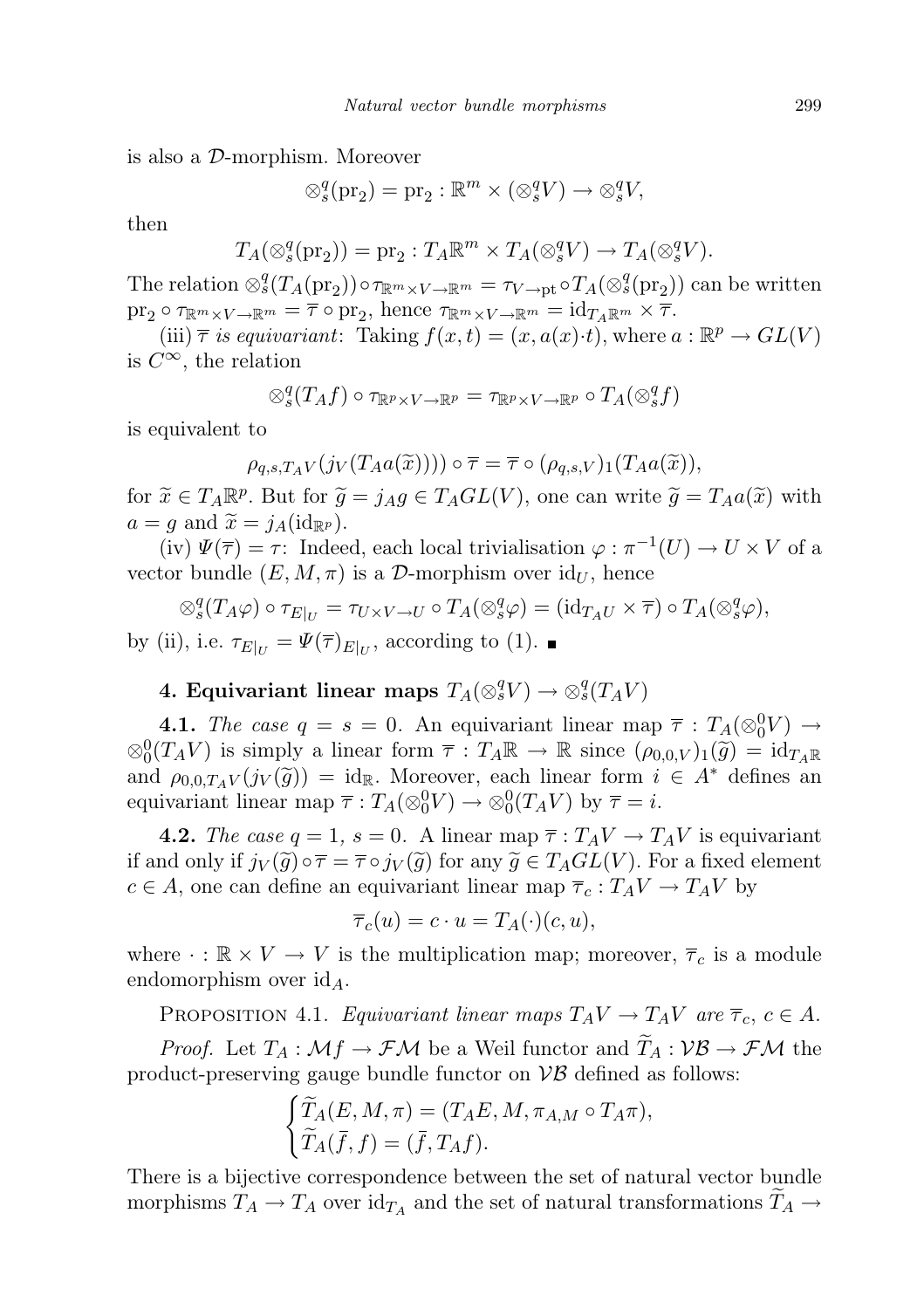is also a $\mathcal{D}$-morphism. Moreover

$$\otimes_s^q(\mathrm{pr}_2) = \mathrm{pr}_2 : \mathbb{R}^m \times (\otimes_s^q V) \to \otimes_s^q V,$$

then

$$T_A(\otimes_s^q(\mathrm{pr}_2)) = \mathrm{pr}_2 : T_A\mathbb{R}^m \times T_A(\otimes_s^q V) \to T_A(\otimes_s^q V).$$

The relation $\otimes_s^q(T_A(\mathrm{pr}_2)) \circ \tau_{\mathbb{R}^m \times V \to \mathbb{R}^m} = \tau_{V \to \mathrm{pt}} \circ T_A(\otimes_s^q(\mathrm{pr}_2))$ can be written $\mathrm{pr}_2 \circ \tau_{\mathbb{R}^m \times V \to \mathbb{R}^m} = \overline{\tau} \circ \mathrm{pr}_2$, hence $\tau_{\mathbb{R}^m \times V \to \mathbb{R}^m} = \mathrm{id}_{T_A\mathbb{R}^m} \times \overline{\tau}$.

(iii) *$\overline{\tau}$ is equivariant*: Taking $f(x,t) = (x, a(x)\cdot t)$, where $a : \mathbb{R}^p \to GL(V)$ is $C^\infty$, the relation

$$\otimes_s^q(T_A f) \circ \tau_{\mathbb{R}^p \times V \to \mathbb{R}^p} = \tau_{\mathbb{R}^p \times V \to \mathbb{R}^p} \circ T_A(\otimes_s^q f)$$

is equivalent to

$$\rho_{q,s,T_AV}(j_V(T_A a(\widetilde{x}))) \circ \overline{\tau} = \overline{\tau} \circ (\rho_{q,s,V})_1(T_A a(\widetilde{x})),$$

for $\widetilde{x} \in T_A\mathbb{R}^p$. But for $\widetilde{g} = j_A g \in T_A GL(V)$, one can write $\widetilde{g} = T_A a(\widetilde{x})$ with $a = g$ and $\widetilde{x} = j_A(\mathrm{id}_{\mathbb{R}^p})$.

(iv) $\Psi(\overline{\tau}) = \tau$: Indeed, each local trivialisation $\varphi : \pi^{-1}(U) \to U \times V$ of a vector bundle $(E, M, \pi)$ is a $\mathcal{D}$-morphism over $\mathrm{id}_U$, hence

$$\otimes_s^q(T_A\varphi) \circ \tau_{E|_U} = \tau_{U \times V \to U} \circ T_A(\otimes_s^q \varphi) = (\mathrm{id}_{T_AU} \times \overline{\tau}) \circ T_A(\otimes_s^q \varphi),$$

by (ii), i.e. $\tau_{E|_U} = \Psi(\overline{\tau})_{E|_U}$, according to (1). ■

## 4. Equivariant linear maps $T_A(\otimes_s^q V) \to \otimes_s^q(T_A V)$

**4.1.** *The case $q = s = 0$.* An equivariant linear map $\overline{\tau} : T_A(\otimes_0^0 V) \to \otimes_0^0(T_A V)$ is simply a linear form $\overline{\tau} : T_A\mathbb{R} \to \mathbb{R}$ since $(\rho_{0,0,V})_1(\widetilde{g}) = \mathrm{id}_{T_A\mathbb{R}}$ and $\rho_{0,0,T_AV}(j_V(\widetilde{g})) = \mathrm{id}_{\mathbb{R}}$. Moreover, each linear form $i \in A^*$ defines an equivariant linear map $\overline{\tau} : T_A(\otimes_0^0 V) \to \otimes_0^0(T_A V)$ by $\overline{\tau} = i$.

**4.2.** *The case $q = 1$, $s = 0$.* A linear map $\overline{\tau} : T_A V \to T_A V$ is equivariant if and only if $j_V(\widetilde{g}) \circ \overline{\tau} = \overline{\tau} \circ j_V(\widetilde{g})$ for any $\widetilde{g} \in T_A GL(V)$. For a fixed element $c \in A$, one can define an equivariant linear map $\overline{\tau}_c : T_A V \to T_A V$ by

$$\overline{\tau}_c(u) = c \cdot u = T_A(\cdot)(c, u),$$

where $\cdot : \mathbb{R} \times V \to V$ is the multiplication map; moreover, $\overline{\tau}_c$ is a module endomorphism over $\mathrm{id}_A$.

PROPOSITION 4.1. *Equivariant linear maps $T_A V \to T_A V$ are $\overline{\tau}_c$, $c \in A$.*

*Proof.* Let $T_A : \mathcal{M}f \to \mathcal{FM}$ be a Weil functor and $\widetilde{T}_A : \mathcal{VB} \to \mathcal{FM}$ the product-preserving gauge bundle functor on $\mathcal{VB}$ defined as follows:

$$\begin{cases} \widetilde{T}_A(E, M, \pi) = (T_A E, M, \pi_{A,M} \circ T_A \pi), \\ \widetilde{T}_A(\overline{f}, f) = (\overline{f}, T_A f). \end{cases}$$

There is a bijective correspondence between the set of natural vector bundle morphisms $T_A \to T_A$ over $\mathrm{id}_{T_A}$ and the set of natural transformations $\widetilde{T}_A \to$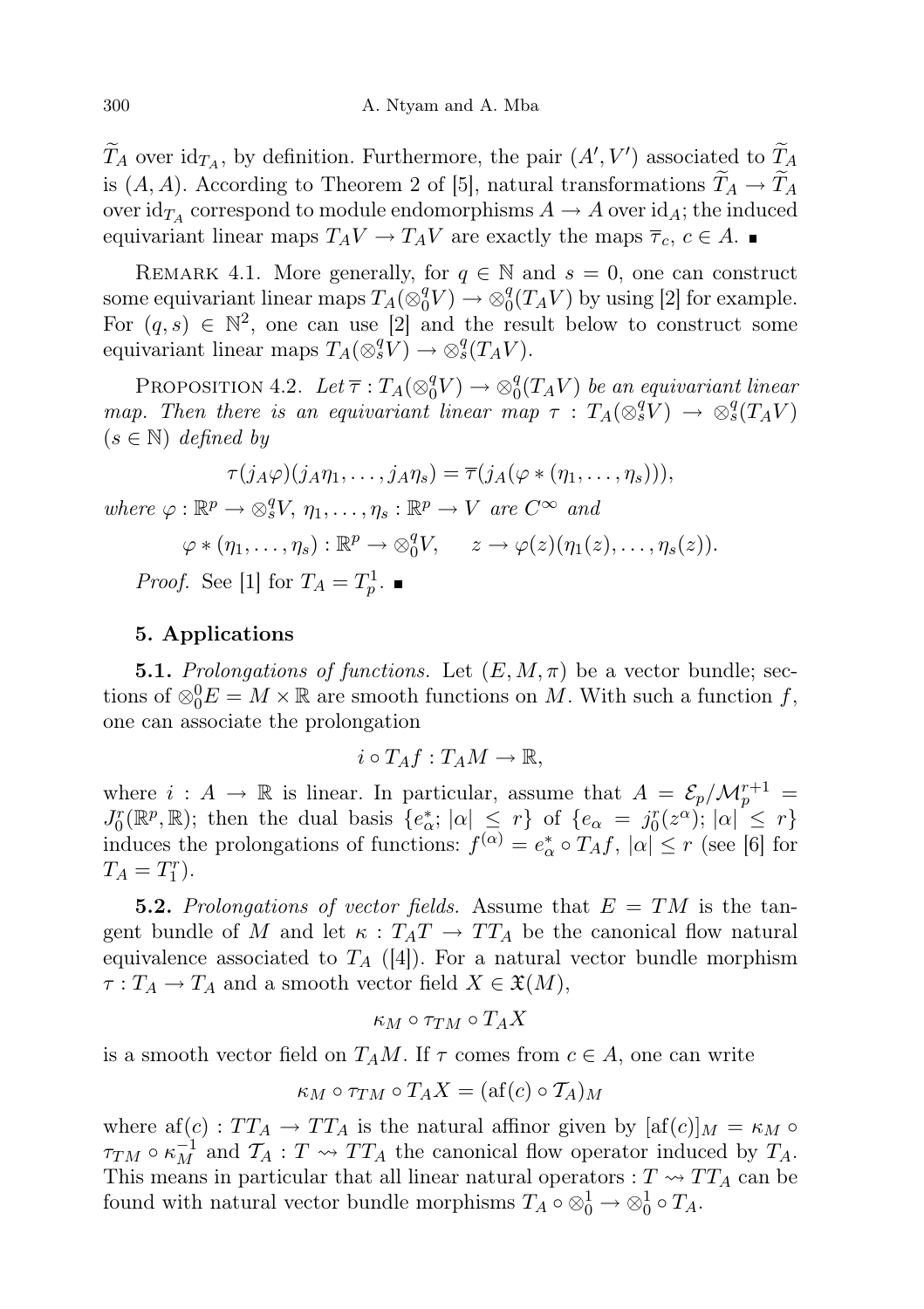$\widetilde{T}_A$ over $\mathrm{id}_{T_A}$, by definition. Furthermore, the pair $(A', V')$ associated to $\widetilde{T}_A$ is $(A, A)$. According to Theorem 2 of [5], natural transformations $\widetilde{T}_A \to \widetilde{T}_A$ over $\mathrm{id}_{T_A}$ correspond to module endomorphisms $A \to A$ over $\mathrm{id}_A$; the induced equivariant linear maps $T_A V \to T_A V$ are exactly the maps $\overline{\tau}_c$, $c \in A$. ∎

REMARK 4.1. More generally, for $q \in \mathbb{N}$ and $s = 0$, one can construct some equivariant linear maps $T_A(\otimes_0^q V) \to \otimes_0^q(T_A V)$ by using [2] for example. For $(q, s) \in \mathbb{N}^2$, one can use [2] and the result below to construct some equivariant linear maps $T_A(\otimes_s^q V) \to \otimes_s^q(T_A V)$.

PROPOSITION 4.2. *Let $\overline{\tau} : T_A(\otimes_0^q V) \to \otimes_0^q(T_A V)$ be an equivariant linear map. Then there is an equivariant linear map $\tau : T_A(\otimes_s^q V) \to \otimes_s^q(T_A V)$ ($s \in \mathbb{N}$) defined by*

$$\tau(j_A\varphi)(j_A\eta_1, \ldots, j_A\eta_s) = \overline{\tau}(j_A(\varphi * (\eta_1, \ldots, \eta_s))),$$

*where $\varphi : \mathbb{R}^p \to \otimes_s^q V$, $\eta_1, \ldots, \eta_s : \mathbb{R}^p \to V$ are $C^\infty$ and*

$$\varphi * (\eta_1, \ldots, \eta_s) : \mathbb{R}^p \to \otimes_0^q V, \qquad z \to \varphi(z)(\eta_1(z), \ldots, \eta_s(z)).$$

*Proof.* See [1] for $T_A = T_p^1$. ∎

## 5. Applications

**5.1.** *Prolongations of functions.* Let $(E, M, \pi)$ be a vector bundle; sections of $\otimes_0^0 E = M \times \mathbb{R}$ are smooth functions on $M$. With such a function $f$, one can associate the prolongation

$$i \circ T_A f : T_A M \to \mathbb{R},$$

where $i : A \to \mathbb{R}$ is linear. In particular, assume that $A = \mathcal{E}_p/\mathcal{M}_p^{r+1} = J_0^r(\mathbb{R}^p, \mathbb{R})$; then the dual basis $\{e_\alpha^*; |\alpha| \leq r\}$ of $\{e_\alpha = j_0^r(z^\alpha); |\alpha| \leq r\}$ induces the prolongations of functions: $f^{(\alpha)} = e_\alpha^* \circ T_A f$, $|\alpha| \leq r$ (see [6] for $T_A = T_1^r$).

**5.2.** *Prolongations of vector fields.* Assume that $E = TM$ is the tangent bundle of $M$ and let $\kappa : T_A T \to T T_A$ be the canonical flow natural equivalence associated to $T_A$ ([4]). For a natural vector bundle morphism $\tau : T_A \to T_A$ and a smooth vector field $X \in \mathfrak{X}(M)$,

$$\kappa_M \circ \tau_{TM} \circ T_A X$$

is a smooth vector field on $T_A M$. If $\tau$ comes from $c \in A$, one can write

$$\kappa_M \circ \tau_{TM} \circ T_A X = (\mathrm{af}(c) \circ \mathcal{T}_A)_M$$

where $\mathrm{af}(c) : TT_A \to TT_A$ is the natural affinor given by $[\mathrm{af}(c)]_M = \kappa_M \circ \tau_{TM} \circ \kappa_M^{-1}$ and $\mathcal{T}_A : T \rightsquigarrow TT_A$ the canonical flow operator induced by $T_A$. This means in particular that all linear natural operators $: T \rightsquigarrow TT_A$ can be found with natural vector bundle morphisms $T_A \circ \otimes_0^1 \to \otimes_0^1 \circ T_A$.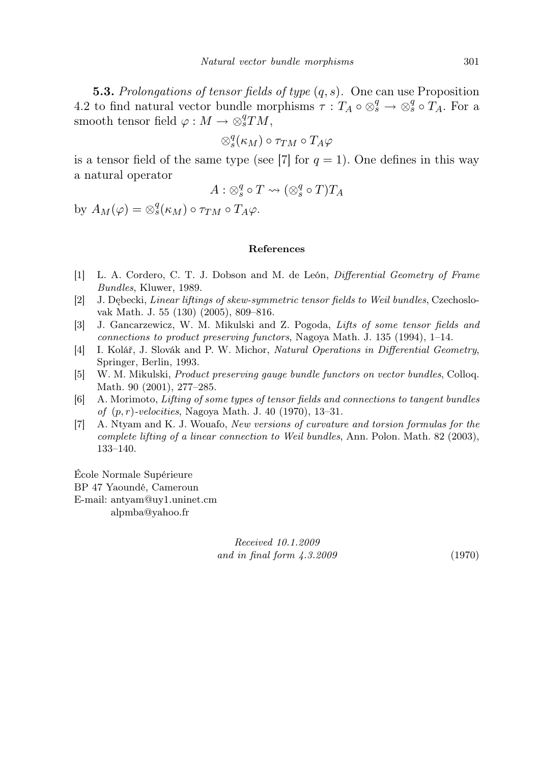**5.3.** *Prolongations of tensor fields of type* $(q, s)$. One can use Proposition 4.2 to find natural vector bundle morphisms $\tau : T_A \circ \otimes_s^q \to \otimes_s^q \circ T_A$. For a smooth tensor field $\varphi : M \to \otimes_s^q TM$,

$$\otimes_s^q(\kappa_M) \circ \tau_{TM} \circ T_A\varphi$$

is a tensor field of the same type (see [7] for $q = 1$). One defines in this way a natural operator

$$A : \otimes_s^q \circ T \rightsquigarrow (\otimes_s^q \circ T)T_A$$

by $A_M(\varphi) = \otimes_s^q(\kappa_M) \circ \tau_{TM} \circ T_A\varphi$.

### References

[1] L. A. Cordero, C. T. J. Dobson and M. de León, *Differential Geometry of Frame Bundles*, Kluwer, 1989.

[2] J. Dębecki, *Linear liftings of skew-symmetric tensor fields to Weil bundles*, Czechoslovak Math. J. 55 (130) (2005), 809–816.

[3] J. Gancarzewicz, W. M. Mikulski and Z. Pogoda, *Lifts of some tensor fields and connections to product preserving functors*, Nagoya Math. J. 135 (1994), 1–14.

[4] I. Kolář, J. Slovák and P. W. Michor, *Natural Operations in Differential Geometry*, Springer, Berlin, 1993.

[5] W. M. Mikulski, *Product preserving gauge bundle functors on vector bundles*, Colloq. Math. 90 (2001), 277–285.

[6] A. Morimoto, *Lifting of some types of tensor fields and connections to tangent bundles of* $(p, r)$*-velocities*, Nagoya Math. J. 40 (1970), 13–31.

[7] A. Ntyam and K. J. Wouafo, *New versions of curvature and torsion formulas for the complete lifting of a linear connection to Weil bundles*, Ann. Polon. Math. 82 (2003), 133–140.

École Normale Supérieure
BP 47 Yaoundé, Cameroun
E-mail: antyam@uy1.uninet.cm
alpmba@yahoo.fr

*Received 10.1.2009*
*and in final form 4.3.2009* (1970)